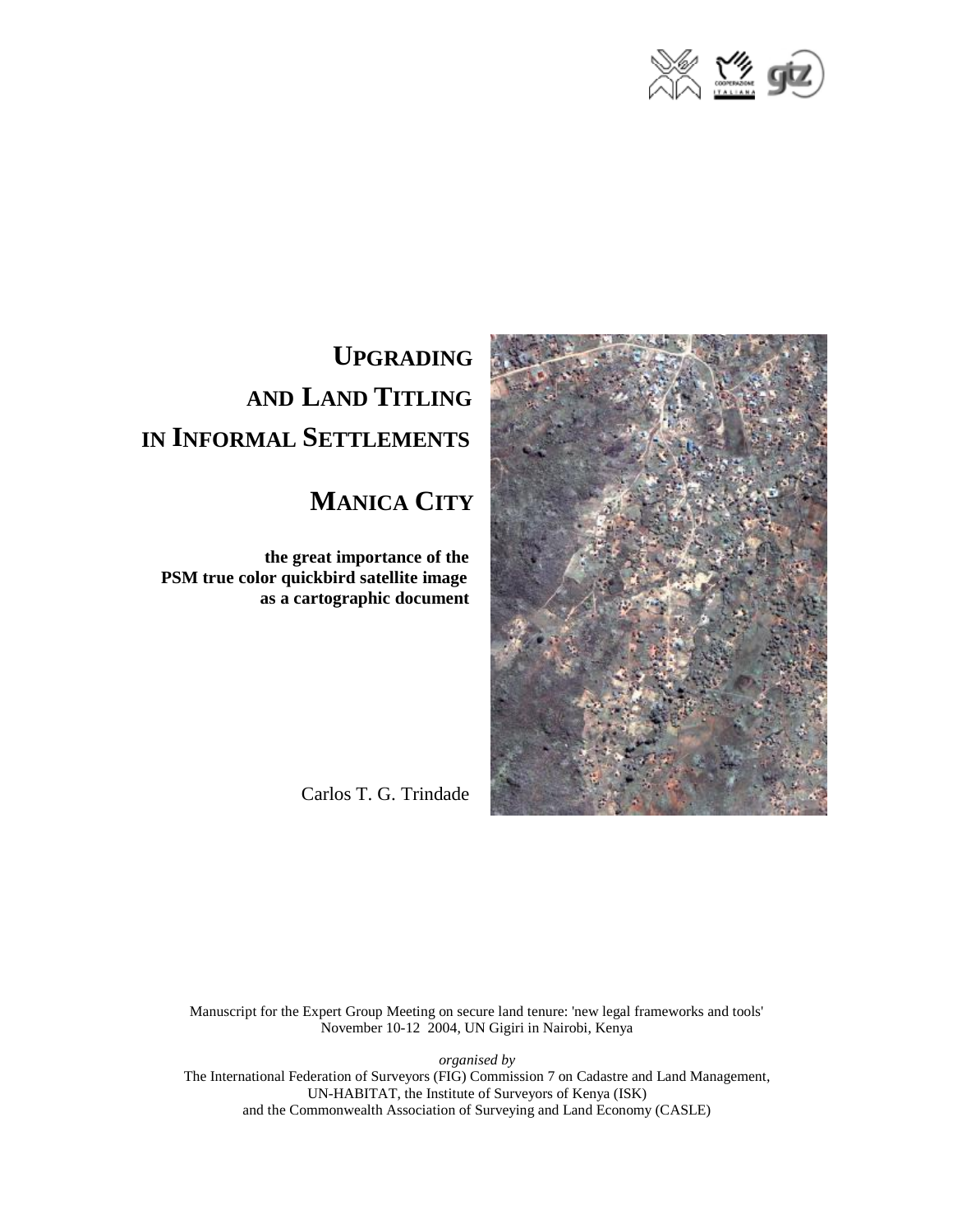# UPGRADING AND LAND TITLING IN INFORMAL SETTLEMENTS

## MANICA CITY

**the great importance of the PSM true color quickbird satellite image as a cartographic document**

Carlos T. G. Trindade

Manuscript for the Expert Group Meeting on secure land tenure: 'new legal frameworks and tools'
November 10-12 2004, UN Gigiri in Nairobi, Kenya

*organised by*
The International Federation of Surveyors (FIG) Commission 7 on Cadastre and Land Management,
UN-HABITAT, the Institute of Surveyors of Kenya (ISK)
and the Commonwealth Association of Surveying and Land Economy (CASLE)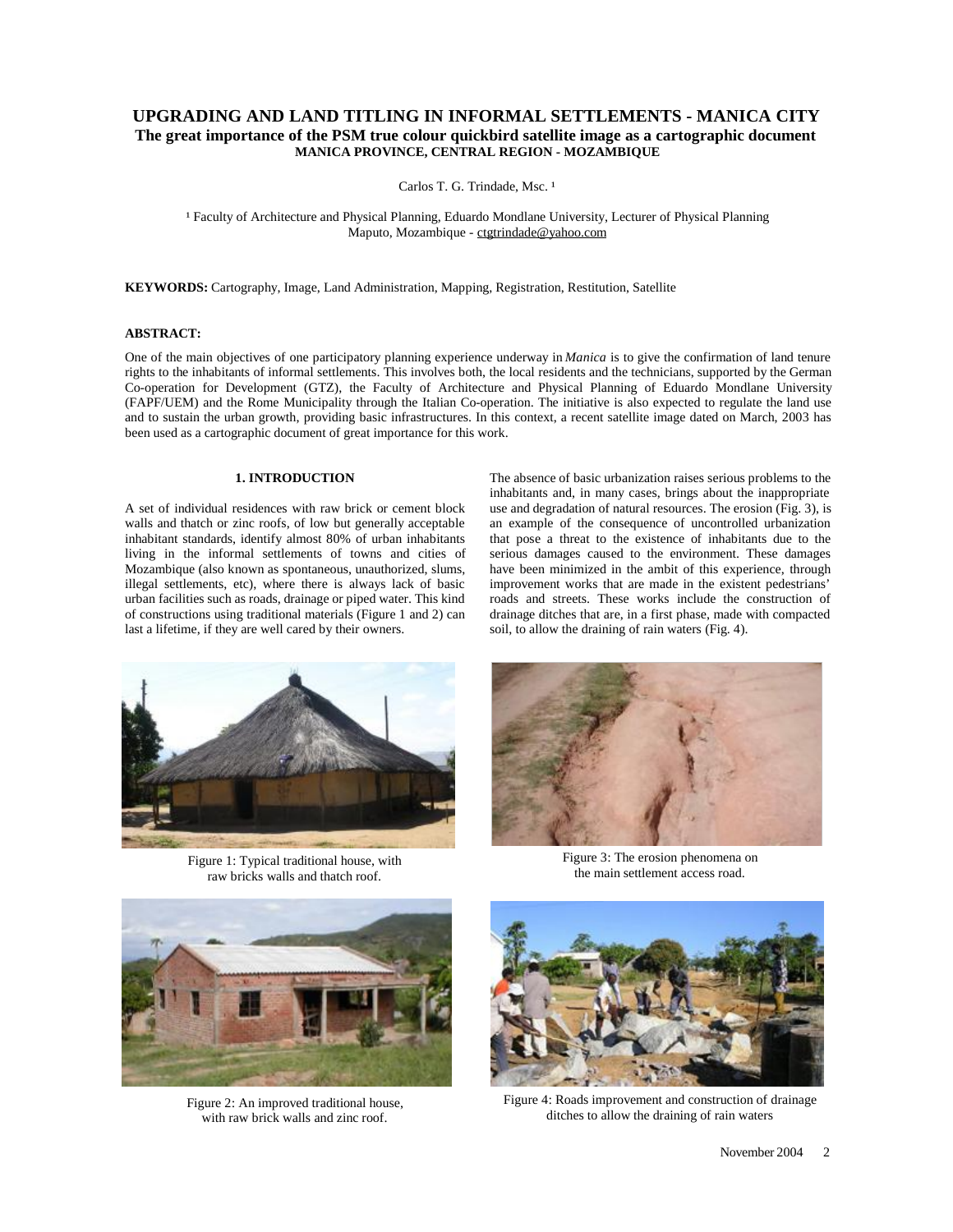# UPGRADING AND LAND TITLING IN INFORMAL SETTLEMENTS - MANICA CITY

**The great importance of the PSM true colour quickbird satellite image as a cartographic document**

**MANICA PROVINCE, CENTRAL REGION - MOZAMBIQUE**

Carlos T. G. Trindade, Msc. [1]

[1] Faculty of Architecture and Physical Planning, Eduardo Mondlane University, Lecturer of Physical Planning
Maputo, Mozambique - ctgtrindade@yahoo.com

**KEYWORDS:** Cartography, Image, Land Administration, Mapping, Registration, Restitution, Satellite

**ABSTRACT:**

One of the main objectives of one participatory planning experience underway in *Manica* is to give the confirmation of land tenure rights to the inhabitants of informal settlements. This involves both, the local residents and the technicians, supported by the German Co-operation for Development (GTZ), the Faculty of Architecture and Physical Planning of Eduardo Mondlane University (FAPF/UEM) and the Rome Municipality through the Italian Co-operation. The initiative is also expected to regulate the land use and to sustain the urban growth, providing basic infrastructures. In this context, a recent satellite image dated on March, 2003 has been used as a cartographic document of great importance for this work.

## 1. INTRODUCTION

A set of individual residences with raw brick or cement block walls and thatch or zinc roofs, of low but generally acceptable inhabitant standards, identify almost 80% of urban inhabitants living in the informal settlements of towns and cities of Mozambique (also known as spontaneous, unauthorized, slums, illegal settlements, etc), where there is always lack of basic urban facilities such as roads, drainage or piped water. This kind of constructions using traditional materials (Figure 1 and 2) can last a lifetime, if they are well cared by their owners.

Figure 1: Typical traditional house, with raw bricks walls and thatch roof.

Figure 2: An improved traditional house, with raw brick walls and zinc roof.

The absence of basic urbanization raises serious problems to the inhabitants and, in many cases, brings about the inappropriate use and degradation of natural resources. The erosion (Fig. 3), is an example of the consequence of uncontrolled urbanization that pose a threat to the existence of inhabitants due to the serious damages caused to the environment. These damages have been minimized in the ambit of this experience, through improvement works that are made in the existent pedestrians' roads and streets. These works include the construction of drainage ditches that are, in a first phase, made with compacted soil, to allow the draining of rain waters (Fig. 4).

Figure 3: The erosion phenomena on the main settlement access road.

Figure 4: Roads improvement and construction of drainage ditches to allow the draining of rain waters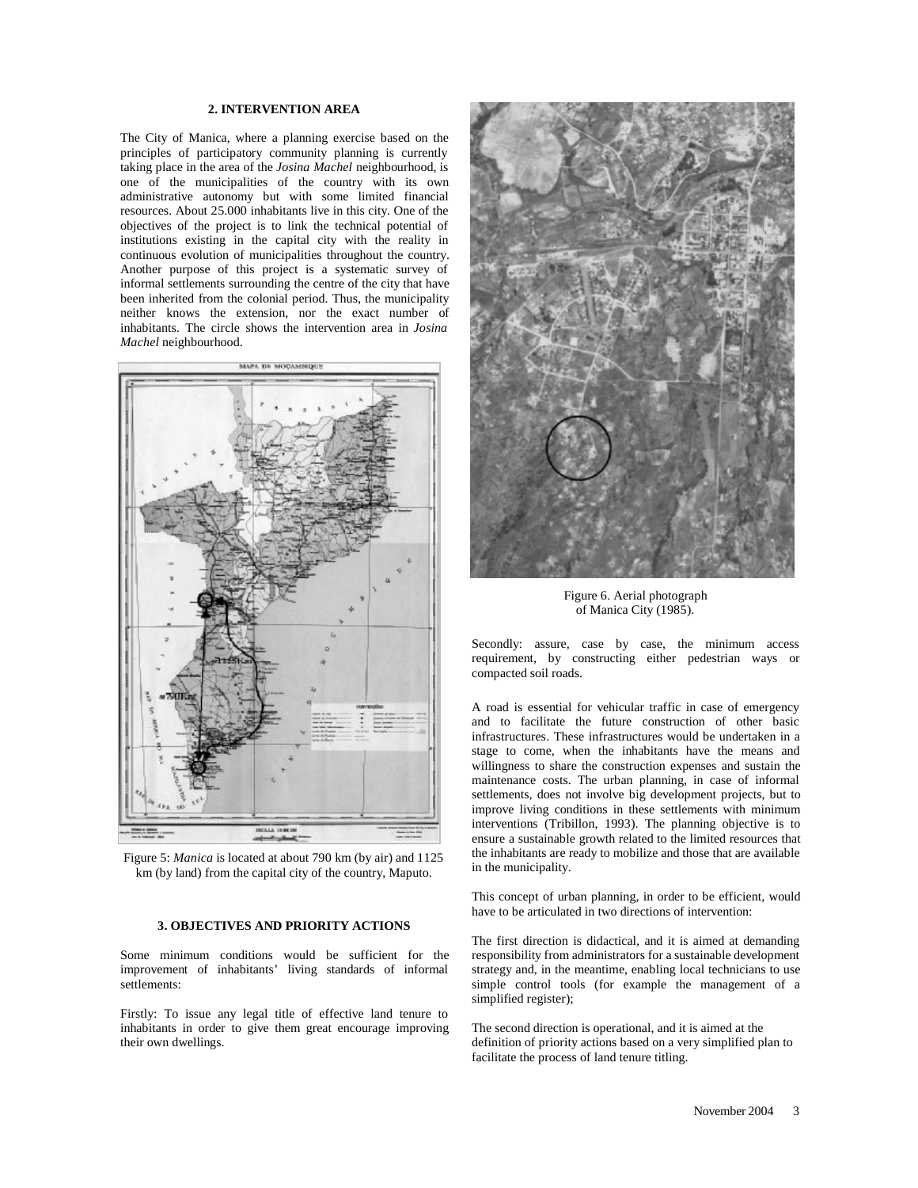## 2. INTERVENTION AREA

The City of Manica, where a planning exercise based on the principles of participatory community planning is currently taking place in the area of the *Josina Machel* neighbourhood, is one of the municipalities of the country with its own administrative autonomy but with some limited financial resources. About 25.000 inhabitants live in this city. One of the objectives of the project is to link the technical potential of institutions existing in the capital city with the reality in continuous evolution of municipalities throughout the country. Another purpose of this project is a systematic survey of informal settlements surrounding the centre of the city that have been inherited from the colonial period. Thus, the municipality neither knows the extension, nor the exact number of inhabitants. The circle shows the intervention area in *Josina Machel* neighbourhood.

Figure 5: *Manica* is located at about 790 km (by air) and 1125 km (by land) from the capital city of the country, Maputo.

Figure 6. Aerial photograph of Manica City (1985).

## 3. OBJECTIVES AND PRIORITY ACTIONS

Some minimum conditions would be sufficient for the improvement of inhabitants' living standards of informal settlements:

Firstly: To issue any legal title of effective land tenure to inhabitants in order to give them great encourage improving their own dwellings.

Secondly: assure, case by case, the minimum access requirement, by constructing either pedestrian ways or compacted soil roads.

A road is essential for vehicular traffic in case of emergency and to facilitate the future construction of other basic infrastructures. These infrastructures would be undertaken in a stage to come, when the inhabitants have the means and willingness to share the construction expenses and sustain the maintenance costs. The urban planning, in case of informal settlements, does not involve big development projects, but to improve living conditions in these settlements with minimum interventions (Tribillon, 1993). The planning objective is to ensure a sustainable growth related to the limited resources that the inhabitants are ready to mobilize and those that are available in the municipality.

This concept of urban planning, in order to be efficient, would have to be articulated in two directions of intervention:

The first direction is didactical, and it is aimed at demanding responsibility from administrators for a sustainable development strategy and, in the meantime, enabling local technicians to use simple control tools (for example the management of a simplified register);

The second direction is operational, and it is aimed at the definition of priority actions based on a very simplified plan to facilitate the process of land tenure titling.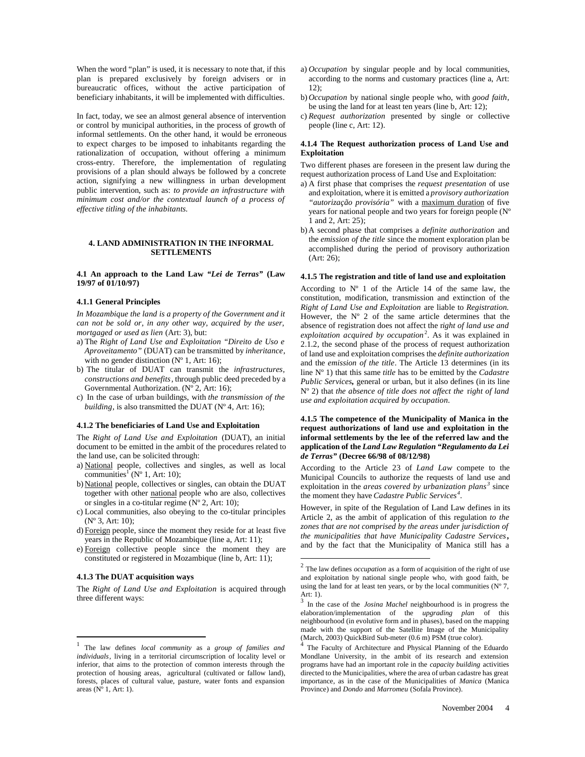When the word "plan" is used, it is necessary to note that, if this plan is prepared exclusively by foreign advisers or in bureaucratic offices, without the active participation of beneficiary inhabitants, it will be implemented with difficulties.

In fact, today, we see an almost general absence of intervention or control by municipal authorities, in the process of growth of informal settlements. On the other hand, it would be erroneous to expect charges to be imposed to inhabitants regarding the rationalization of occupation, without offering a minimum cross-entry. Therefore, the implementation of regulating provisions of a plan should always be followed by a concrete action, signifying a new willingness in urban development public intervention, such as: *to provide an infrastructure with minimum cost and/or the contextual launch of a process of effective titling of the inhabitants.*

## 4. LAND ADMINISTRATION IN THE INFORMAL SETTLEMENTS

### 4.1 An approach to the Land Law *"Lei de Terras"* (Law 19/97 of 01/10/97)

#### 4.1.1 General Principles

*In Mozambique the land is a property of the Government and it can not be sold or, in any other way, acquired by the user, mortgaged or used as lien* (Art: 3), but:

a) The *Right of Land Use and Exploitation "Direito de Uso e Aproveitamento"* (DUAT) can be transmitted by *inheritance*, with no gender distinction (Nº 1, Art: 16);
b) The titular of DUAT can transmit the *infrastructures, constructions and benefits*, through public deed preceded by a Governmental Authorization. (Nº 2, Art: 16);
c) In the case of urban buildings, with *the transmission of the building*, is also transmitted the DUAT (Nº 4, Art: 16);

#### 4.1.2 The beneficiaries of Land Use and Exploitation

The *Right of Land Use and Exploitation* (DUAT), an initial document to be emitted in the ambit of the procedures related to the land use, can be solicited through:

a) National people, collectives and singles, as well as local communities[1] (Nº 1, Art: 10);
b) National people, collectives or singles, can obtain the DUAT together with other national people who are also, collectives or singles in a co-titular regime (Nº 2, Art: 10);
c) Local communities, also obeying to the co-titular principles (Nº 3, Art: 10);
d) Foreign people, since the moment they reside for at least five years in the Republic of Mozambique (line a, Art: 11);
e) Foreign collective people since the moment they are constituted or registered in Mozambique (line b, Art: 11);

#### 4.1.3 The DUAT acquisition ways

The *Right of Land Use and Exploitation* is acquired through three different ways:

a) *Occupation* by singular people and by local communities, according to the norms and customary practices (line a, Art: 12);
b) *Occupation* by national single people who, with *good faith*, be using the land for at least ten years (line b, Art: 12);
c) *Request authorization* presented by single or collective people (line c, Art: 12).

#### 4.1.4 The Request authorization process of Land Use and Exploitation

Two different phases are foreseen in the present law during the request authorization process of Land Use and Exploitation:

a) A first phase that comprises the *request presentation* of use and exploitation, where it is emitted a *provisory authorization "autorização provisória"* with a maximum duration of five years for national people and two years for foreign people (Nº 1 and 2, Art: 25);
b) A second phase that comprises a *definite authorization* and the *emission of the title* since the moment exploration plan be accomplished during the period of provisory authorization (Art: 26);

#### 4.1.5 The registration and title of land use and exploitation

According to Nº 1 of the Article 14 of the same law, the constitution, modification, transmission and extinction of the *Right of Land Use and Exploitation* are liable to *Registration.* However, the Nº 2 of the same article determines that the absence of registration does not affect the r*ight of land use and exploitation acquired by occupation*[2]. As it was explained in 2.1.2, the second phase of the process of request authorization of land use and exploitation comprises the *definite authorization* and the *emission of the title*. The Article 13 determines (in its line Nº 1) that this same *title* has to be emitted by the *Cadastre Public Services***,** general or urban, but it also defines (in its line Nº 2) that *the absence of title does not affect the right of land use and exploitation acquired by occupation*.

#### 4.1.5 The competence of the Municipality of Manica in the request authorizations of land use and exploitation in the informal settlements by the lee of the referred law and the application of the *Land Law Regulation "Regulamento da Lei de Terras"* (Decree 66/98 of 08/12/98)

According to the Article 23 of *Land Law* compete to the Municipal Councils to authorize the requests of land use and exploitation in the *areas covered by urbanization plans*[3] since the moment they have *Cadastre Public Services*[4].

However, in spite of the Regulation of Land Law defines in its Article 2, as the ambit of application of this regulation *to the zones that are not comprised by the areas under jurisdiction of the municipalities that have Municipality Cadastre Services***,** and by the fact that the Municipality of Manica still has a

---

[1] The law defines *local community* as a *group of families and individuals*, living in a territorial circumscription of locality level or inferior, that aims to the protection of common interests through the protection of housing areas, agricultural (cultivated or fallow land), forests, places of cultural value, pasture, water fonts and expansion areas (Nº 1, Art: 1).

[2] The law defines *occupation* as a form of acquisition of the right of use and exploitation by national single people who, with good faith, be using the land for at least ten years, or by the local communities (Nº 7, Art: 1).

[3] In the case of the *Josina Machel* neighbourhood is in progress the elaboration/implementation of the *upgrading plan* of this neighbourhood (in evolutive form and in phases), based on the mapping made with the support of the Satellite Image of the Municipality (March, 2003) QuickBird Sub-meter (0.6 m) PSM (true color).

[4] The Faculty of Architecture and Physical Planning of the Eduardo Mondlane University, in the ambit of its research and extension programs have had an important role in the *capacity building* activities directed to the Municipalities, where the area of urban cadastre has great importance, as in the case of the Municipalities of *Manica* (Manica Province) and *Dondo* and *Marromeu* (Sofala Province).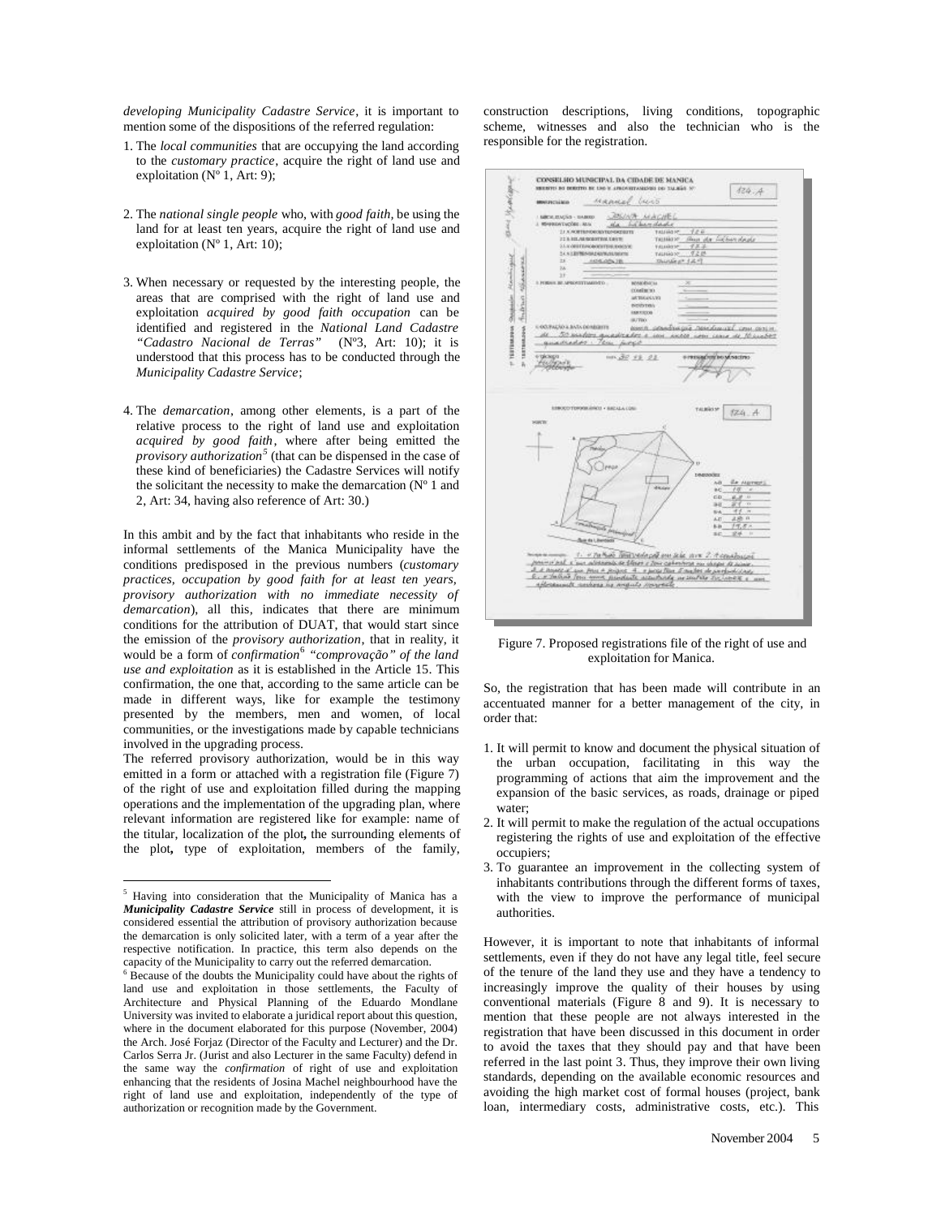*developing Municipality Cadastre Service*, it is important to mention some of the dispositions of the referred regulation:

1. The *local communities* that are occupying the land according to the *customary practice*, acquire the right of land use and exploitation (Nº 1, Art: 9);

2. The *national single people* who, with *good faith,* be using the land for at least ten years, acquire the right of land use and exploitation (Nº 1, Art: 10);

3. When necessary or requested by the interesting people, the areas that are comprised with the right of land use and exploitation *acquired by good faith occupation* can be identified and registered in the *National Land Cadastre "Cadastro Nacional de Terras"* (Nº3, Art: 10); it is understood that this process has to be conducted through the *Municipality Cadastre Service*;

4. The *demarcation*, among other elements, is a part of the relative process to the right of land use and exploitation *acquired by good faith*, where after being emitted the *provisory authorization*[5] (that can be dispensed in the case of these kind of beneficiaries) the Cadastre Services will notify the solicitant the necessity to make the demarcation (Nº 1 and 2, Art: 34, having also reference of Art: 30.)

In this ambit and by the fact that inhabitants who reside in the informal settlements of the Manica Municipality have the conditions predisposed in the previous numbers (*customary practices, occupation by good faith for at least ten years, provisory authorization with no immediate necessity of demarcation*), all this, indicates that there are minimum conditions for the attribution of DUAT, that would start since the emission of the *provisory authorization*, that in reality, it would be a form of *confirmation*[6] *"comprovação" of the land use and exploitation* as it is established in the Article 15. This confirmation, the one that, according to the same article can be made in different ways, like for example the testimony presented by the members, men and women, of local communities, or the investigations made by capable technicians involved in the upgrading process.

The referred provisory authorization, would be in this way emitted in a form or attached with a registration file (Figure 7) of the right of use and exploitation filled during the mapping operations and the implementation of the upgrading plan, where relevant information are registered like for example: name of the titular, localization of the plot**,** the surrounding elements of the plot**,** type of exploitation, members of the family, construction descriptions, living conditions, topographic scheme, witnesses and also the technician who is the responsible for the registration.

Figure 7. Proposed registrations file of the right of use and exploitation for Manica.

So, the registration that has been made will contribute in an accentuated manner for a better management of the city, in order that:

1. It will permit to know and document the physical situation of the urban occupation, facilitating in this way the programming of actions that aim the improvement and the expansion of the basic services, as roads, drainage or piped water;
2. It will permit to make the regulation of the actual occupations registering the rights of use and exploitation of the effective occupiers;
3. To guarantee an improvement in the collecting system of inhabitants contributions through the different forms of taxes, with the view to improve the performance of municipal authorities.

However, it is important to note that inhabitants of informal settlements, even if they do not have any legal title, feel secure of the tenure of the land they use and they have a tendency to increasingly improve the quality of their houses by using conventional materials (Figure 8 and 9). It is necessary to mention that these people are not always interested in the registration that have been discussed in this document in order to avoid the taxes that they should pay and that have been referred in the last point 3. Thus, they improve their own living standards, depending on the available economic resources and avoiding the high market cost of formal houses (project, bank loan, intermediary costs, administrative costs, etc.). This

---

[5] Having into consideration that the Municipality of Manica has a ***Municipality Cadastre Service*** still in process of development, it is considered essential the attribution of provisory authorization because the demarcation is only solicited later, with a term of a year after the respective notification. In practice, this term also depends on the capacity of the Municipality to carry out the referred demarcation.

[6] Because of the doubts the Municipality could have about the rights of land use and exploitation in those settlements, the Faculty of Architecture and Physical Planning of the Eduardo Mondlane University was invited to elaborate a juridical report about this question, where in the document elaborated for this purpose (November, 2004) the Arch. José Forjaz (Director of the Faculty and Lecturer) and the Dr. Carlos Serra Jr. (Jurist and also Lecturer in the same Faculty) defend in the same way the *confirmation* of right of use and exploitation enhancing that the residents of Josina Machel neighbourhood have the right of land use and exploitation, independently of the type of authorization or recognition made by the Government.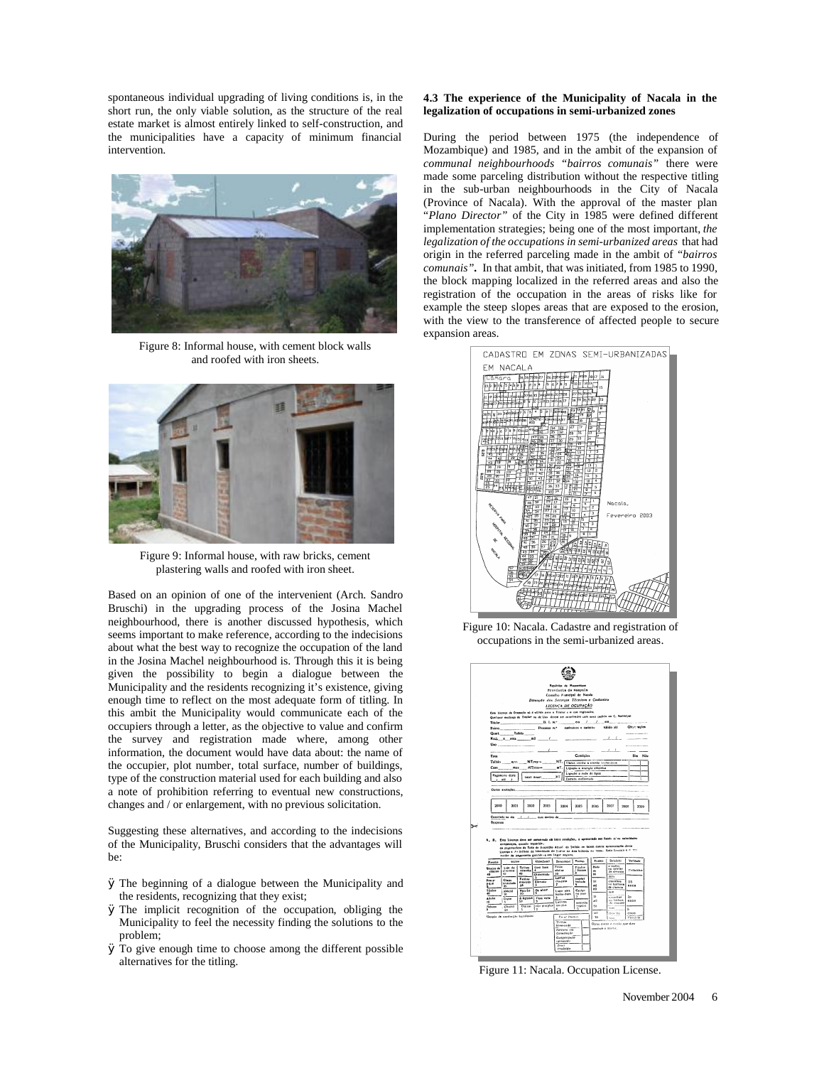spontaneous individual upgrading of living conditions is, in the short run, the only viable solution, as the structure of the real estate market is almost entirely linked to self-construction, and the municipalities have a capacity of minimum financial intervention.

Figure 8: Informal house, with cement block walls and roofed with iron sheets.

Figure 9: Informal house, with raw bricks, cement plastering walls and roofed with iron sheet.

Based on an opinion of one of the intervenient (Arch. Sandro Bruschi) in the upgrading process of the Josina Machel neighbourhood, there is another discussed hypothesis, which seems important to make reference, according to the indecisions about what the best way to recognize the occupation of the land in the Josina Machel neighbourhood is. Through this it is being given the possibility to begin a dialogue between the Municipality and the residents recognizing it's existence, giving enough time to reflect on the most adequate form of titling. In this ambit the Municipality would communicate each of the occupiers through a letter, as the objective to value and confirm the survey and registration made where, among other information, the document would have data about: the name of the occupier, plot number, total surface, number of buildings, type of the construction material used for each building and also a note of prohibition referring to eventual new constructions, changes and / or enlargement, with no previous solicitation.

Suggesting these alternatives, and according to the indecisions of the Municipality, Bruschi considers that the advantages will be:

- The beginning of a dialogue between the Municipality and the residents, recognizing that they exist;
- The implicit recognition of the occupation, obliging the Municipality to feel the necessity finding the solutions to the problem;
- To give enough time to choose among the different possible alternatives for the titling.

#### 4.3 The experience of the Municipality of Nacala in the legalization of occupations in semi-urbanized zones

During the period between 1975 (the independence of Mozambique) and 1985, and in the ambit of the expansion of *communal neighbourhoods "bairros comunais"* there were made some parceling distribution without the respective titling in the sub-urban neighbourhoods in the City of Nacala (Province of Nacala). With the approval of the master plan "*Plano Director"* of the City in 1985 were defined different implementation strategies; being one of the most important, *the legalization of the occupations in semi-urbanized areas* that had origin in the referred parceling made in the ambit of *"bairros comunais"*. In that ambit, that was initiated, from 1985 to 1990, the block mapping localized in the referred areas and also the registration of the occupation in the areas of risks like for example the steep slopes areas that are exposed to the erosion, with the view to the transference of affected people to secure expansion areas.

Figure 10: Nacala. Cadastre and registration of occupations in the semi-urbanized areas.

Figure 11: Nacala. Occupation License.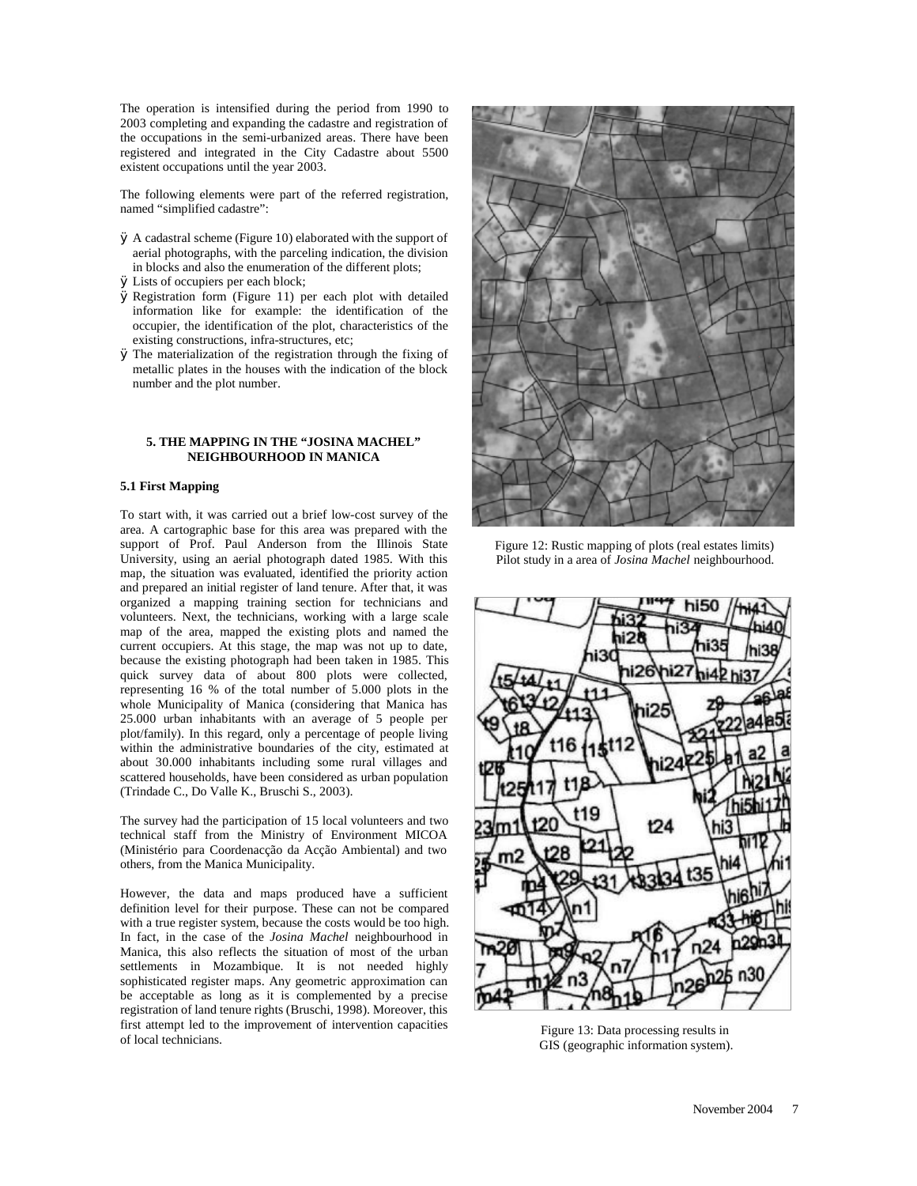The operation is intensified during the period from 1990 to 2003 completing and expanding the cadastre and registration of the occupations in the semi-urbanized areas. There have been registered and integrated in the City Cadastre about 5500 existent occupations until the year 2003.

The following elements were part of the referred registration, named "simplified cadastre":

- A cadastral scheme (Figure 10) elaborated with the support of aerial photographs, with the parceling indication, the division in blocks and also the enumeration of the different plots;
- Lists of occupiers per each block;
- Registration form (Figure 11) per each plot with detailed information like for example: the identification of the occupier, the identification of the plot, characteristics of the existing constructions, infra-structures, etc;
- The materialization of the registration through the fixing of metallic plates in the houses with the indication of the block number and the plot number.

## 5. THE MAPPING IN THE "JOSINA MACHEL" NEIGHBOURHOOD IN MANICA

### 5.1 First Mapping

To start with, it was carried out a brief low-cost survey of the area. A cartographic base for this area was prepared with the support of Prof. Paul Anderson from the Illinois State University, using an aerial photograph dated 1985. With this map, the situation was evaluated, identified the priority action and prepared an initial register of land tenure. After that, it was organized a mapping training section for technicians and volunteers. Next, the technicians, working with a large scale map of the area, mapped the existing plots and named the current occupiers. At this stage, the map was not up to date, because the existing photograph had been taken in 1985. This quick survey data of about 800 plots were collected, representing 16 % of the total number of 5.000 plots in the whole Municipality of Manica (considering that Manica has 25.000 urban inhabitants with an average of 5 people per plot/family). In this regard, only a percentage of people living within the administrative boundaries of the city, estimated at about 30.000 inhabitants including some rural villages and scattered households, have been considered as urban population (Trindade C., Do Valle K., Bruschi S., 2003).

The survey had the participation of 15 local volunteers and two technical staff from the Ministry of Environment MICOA (Ministério para Coordenacção da Acção Ambiental) and two others, from the Manica Municipality.

However, the data and maps produced have a sufficient definition level for their purpose. These can not be compared with a true register system, because the costs would be too high. In fact, in the case of the *Josina Machel* neighbourhood in Manica, this also reflects the situation of most of the urban settlements in Mozambique. It is not needed highly sophisticated register maps. Any geometric approximation can be acceptable as long as it is complemented by a precise registration of land tenure rights (Bruschi, 1998). Moreover, this first attempt led to the improvement of intervention capacities of local technicians.

Figure 12: Rustic mapping of plots (real estates limits) Pilot study in a area of *Josina Machel* neighbourhood.

Figure 13: Data processing results in GIS (geographic information system).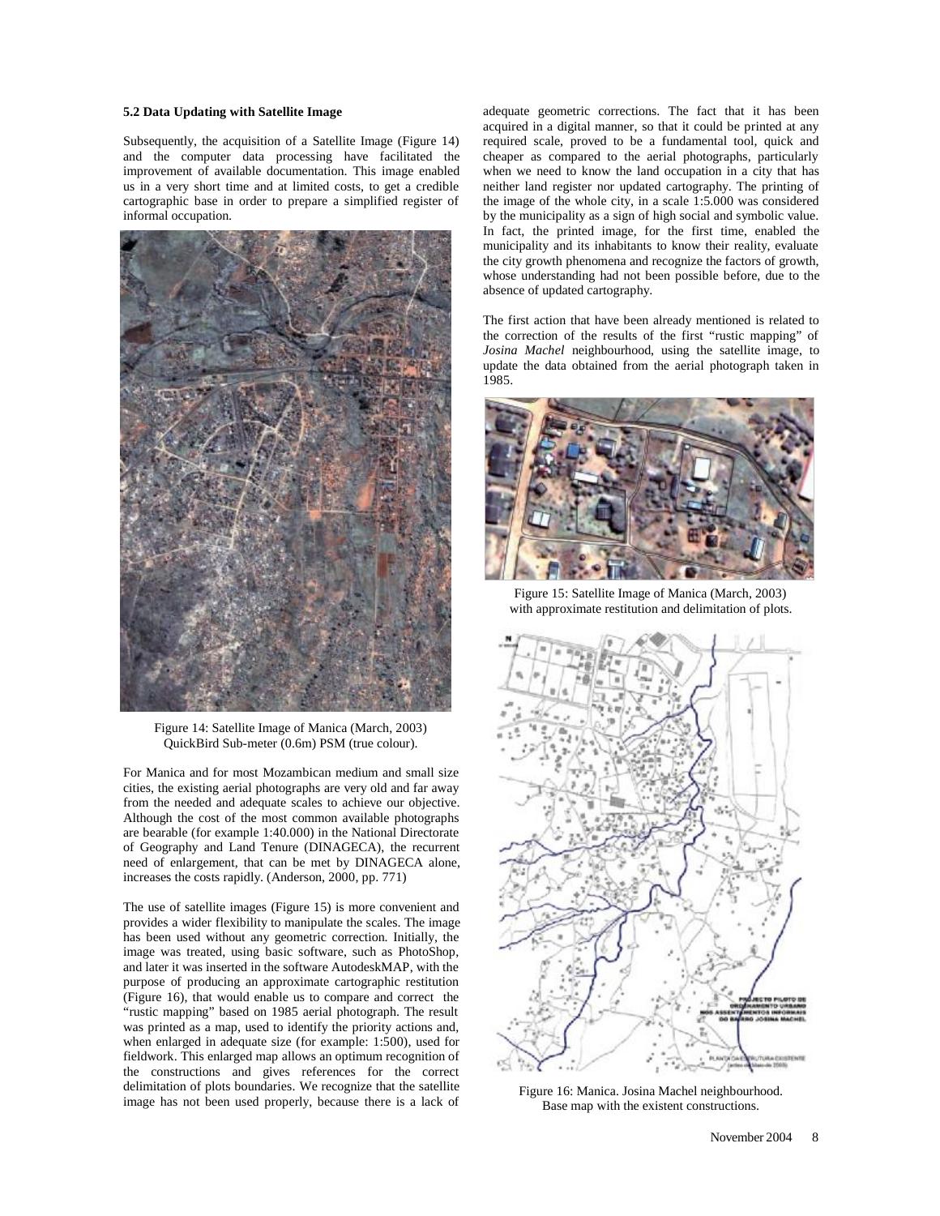### 5.2 Data Updating with Satellite Image

Subsequently, the acquisition of a Satellite Image (Figure 14) and the computer data processing have facilitated the improvement of available documentation. This image enabled us in a very short time and at limited costs, to get a credible cartographic base in order to prepare a simplified register of informal occupation.

Figure 14: Satellite Image of Manica (March, 2003) QuickBird Sub-meter (0.6m) PSM (true colour).

For Manica and for most Mozambican medium and small size cities, the existing aerial photographs are very old and far away from the needed and adequate scales to achieve our objective. Although the cost of the most common available photographs are bearable (for example 1:40.000) in the National Directorate of Geography and Land Tenure (DINAGECA), the recurrent need of enlargement, that can be met by DINAGECA alone, increases the costs rapidly. (Anderson, 2000, pp. 771)

The use of satellite images (Figure 15) is more convenient and provides a wider flexibility to manipulate the scales. The image has been used without any geometric correction. Initially, the image was treated, using basic software, such as PhotoShop, and later it was inserted in the software AutodeskMAP, with the purpose of producing an approximate cartographic restitution (Figure 16), that would enable us to compare and correct the "rustic mapping" based on 1985 aerial photograph. The result was printed as a map, used to identify the priority actions and, when enlarged in adequate size (for example: 1:500), used for fieldwork. This enlarged map allows an optimum recognition of the constructions and gives references for the correct delimitation of plots boundaries. We recognize that the satellite image has not been used properly, because there is a lack of adequate geometric corrections. The fact that it has been acquired in a digital manner, so that it could be printed at any required scale, proved to be a fundamental tool, quick and cheaper as compared to the aerial photographs, particularly when we need to know the land occupation in a city that has neither land register nor updated cartography. The printing of the image of the whole city, in a scale 1:5.000 was considered by the municipality as a sign of high social and symbolic value. In fact, the printed image, for the first time, enabled the municipality and its inhabitants to know their reality, evaluate the city growth phenomena and recognize the factors of growth, whose understanding had not been possible before, due to the absence of updated cartography.

The first action that have been already mentioned is related to the correction of the results of the first "rustic mapping" of *Josina Machel* neighbourhood, using the satellite image, to update the data obtained from the aerial photograph taken in 1985.

Figure 15: Satellite Image of Manica (March, 2003) with approximate restitution and delimitation of plots.

Figure 16: Manica. Josina Machel neighbourhood. Base map with the existent constructions.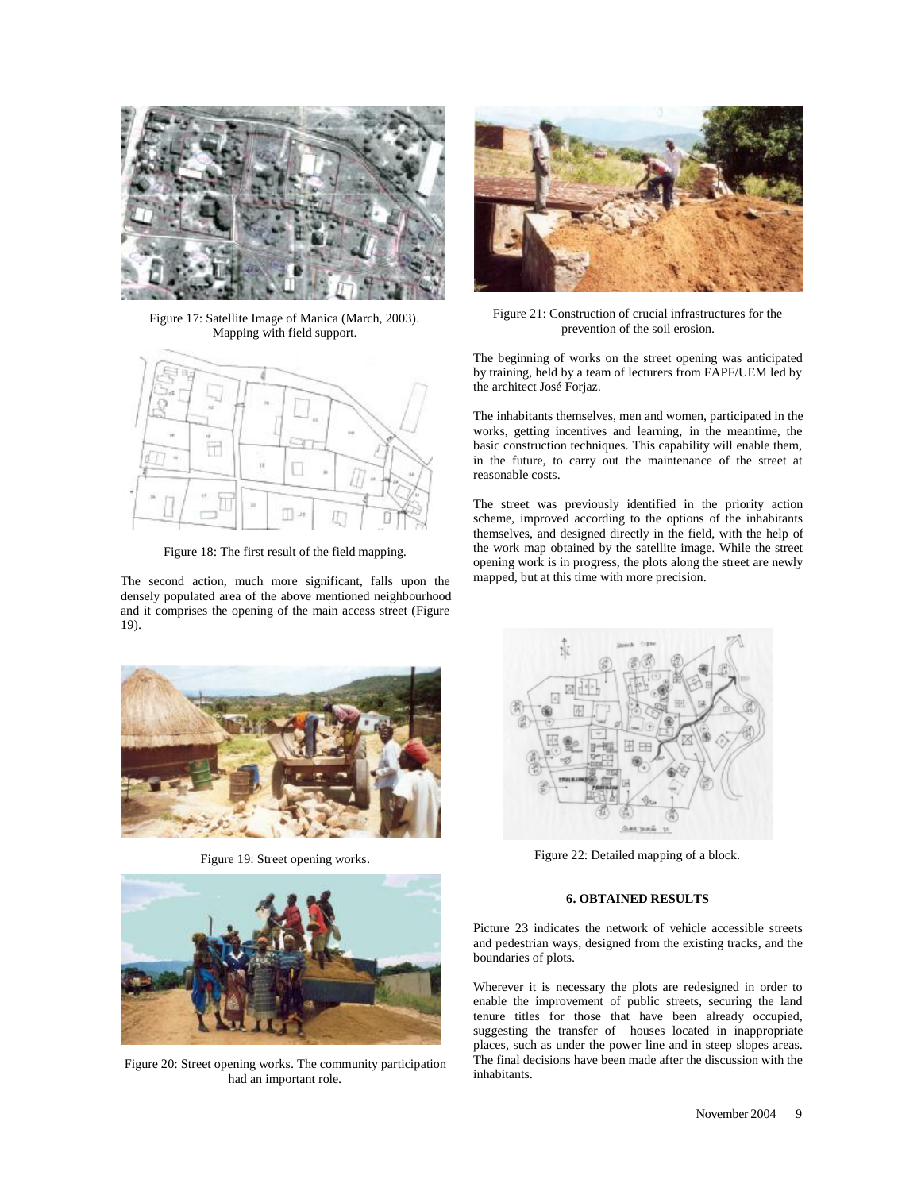Figure 17: Satellite Image of Manica (March, 2003). Mapping with field support.

Figure 18: The first result of the field mapping.

The second action, much more significant, falls upon the densely populated area of the above mentioned neighbourhood and it comprises the opening of the main access street (Figure 19).

Figure 19: Street opening works.

Figure 20: Street opening works. The community participation had an important role.

Figure 21: Construction of crucial infrastructures for the prevention of the soil erosion.

The beginning of works on the street opening was anticipated by training, held by a team of lecturers from FAPF/UEM led by the architect José Forjaz.

The inhabitants themselves, men and women, participated in the works, getting incentives and learning, in the meantime, the basic construction techniques. This capability will enable them, in the future, to carry out the maintenance of the street at reasonable costs.

The street was previously identified in the priority action scheme, improved according to the options of the inhabitants themselves, and designed directly in the field, with the help of the work map obtained by the satellite image. While the street opening work is in progress, the plots along the street are newly mapped, but at this time with more precision.

Figure 22: Detailed mapping of a block.

## 6. OBTAINED RESULTS

Picture 23 indicates the network of vehicle accessible streets and pedestrian ways, designed from the existing tracks, and the boundaries of plots.

Wherever it is necessary the plots are redesigned in order to enable the improvement of public streets, securing the land tenure titles for those that have been already occupied, suggesting the transfer of houses located in inappropriate places, such as under the power line and in steep slopes areas. The final decisions have been made after the discussion with the inhabitants.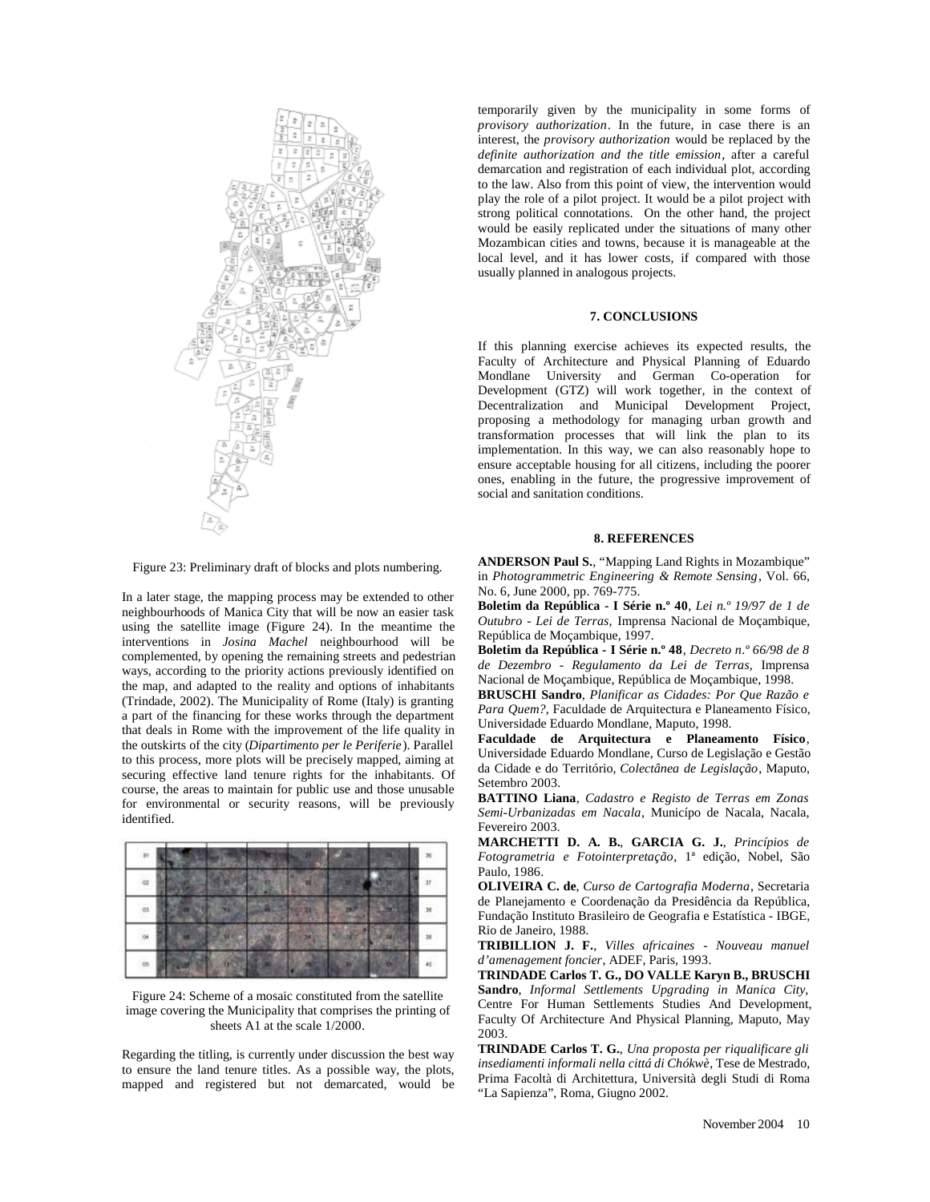Figure 23: Preliminary draft of blocks and plots numbering.

In a later stage, the mapping process may be extended to other neighbourhoods of Manica City that will be now an easier task using the satellite image (Figure 24). In the meantime the interventions in *Josina Machel* neighbourhood will be complemented, by opening the remaining streets and pedestrian ways, according to the priority actions previously identified on the map, and adapted to the reality and options of inhabitants (Trindade, 2002). The Municipality of Rome (Italy) is granting a part of the financing for these works through the department that deals in Rome with the improvement of the life quality in the outskirts of the city (*Dipartimento per le Periferie*). Parallel to this process, more plots will be precisely mapped, aiming at securing effective land tenure rights for the inhabitants. Of course, the areas to maintain for public use and those unusable for environmental or security reasons, will be previously identified.

Figure 24: Scheme of a mosaic constituted from the satellite image covering the Municipality that comprises the printing of sheets A1 at the scale 1/2000.

Regarding the titling, is currently under discussion the best way to ensure the land tenure titles. As a possible way, the plots, mapped and registered but not demarcated, would be temporarily given by the municipality in some forms of *provisory authorization*. In the future, in case there is an interest, the *provisory authorization* would be replaced by the *definite authorization and the title emission*, after a careful demarcation and registration of each individual plot, according to the law. Also from this point of view, the intervention would play the role of a pilot project. It would be a pilot project with strong political connotations. On the other hand, the project would be easily replicated under the situations of many other Mozambican cities and towns, because it is manageable at the local level, and it has lower costs, if compared with those usually planned in analogous projects.

## 7. CONCLUSIONS

If this planning exercise achieves its expected results, the Faculty of Architecture and Physical Planning of Eduardo Mondlane University and German Co-operation for Development (GTZ) will work together, in the context of Decentralization and Municipal Development Project, proposing a methodology for managing urban growth and transformation processes that will link the plan to its implementation. In this way, we can also reasonably hope to ensure acceptable housing for all citizens, including the poorer ones, enabling in the future, the progressive improvement of social and sanitation conditions.

## 8. REFERENCES

**ANDERSON Paul S.**, "Mapping Land Rights in Mozambique" in *Photogrammetric Engineering & Remote Sensing*, Vol. 66, No. 6, June 2000, pp. 769-775.

**Boletim da República - I Série n.º 40**, *Lei n.º 19/97 de 1 de Outubro - Lei de Terras*, Imprensa Nacional de Moçambique, República de Moçambique, 1997.

**Boletim da República - I Série n.º 48**, *Decreto n.º 66/98 de 8 de Dezembro - Regulamento da Lei de Terras*, Imprensa Nacional de Moçambique, República de Moçambique, 1998.

**BRUSCHI Sandro**, *Planificar as Cidades: Por Que Razão e Para Quem?*, Faculdade de Arquitectura e Planeamento Físico, Universidade Eduardo Mondlane, Maputo, 1998.

**Faculdade de Arquitectura e Planeamento Físico**, Universidade Eduardo Mondlane, Curso de Legislação e Gestão da Cidade e do Território, *Colectânea de Legislação*, Maputo, Setembro 2003.

**BATTINO Liana**, *Cadastro e Registo de Terras em Zonas Semi-Urbanizadas em Nacala*, Municípo de Nacala, Nacala, Fevereiro 2003.

**MARCHETTI D. A. B.**, **GARCIA G. J.**, *Princípios de Fotogrametria e Fotointerpretação*, 1ª edição, Nobel, São Paulo, 1986.

**OLIVEIRA C. de**, *Curso de Cartografia Moderna*, Secretaria de Planejamento e Coordenação da Presidência da República, Fundação Instituto Brasileiro de Geografia e Estatística - IBGE, Rio de Janeiro, 1988.

**TRIBILLION J. F.**, *Villes africaines - Nouveau manuel d'amenagement foncier*, ADEF, Paris, 1993.

**TRINDADE Carlos T. G., DO VALLE Karyn B., BRUSCHI Sandro**, *Informal Settlements Upgrading in Manica City*, Centre For Human Settlements Studies And Development, Faculty Of Architecture And Physical Planning, Maputo, May 2003.

**TRINDADE Carlos T. G.**, *Una proposta per riqualificare gli insediamenti informali nella cittá di Chókwè*, Tese de Mestrado, Prima Facoltà di Architettura, Università degli Studi di Roma "La Sapienza", Roma, Giugno 2002.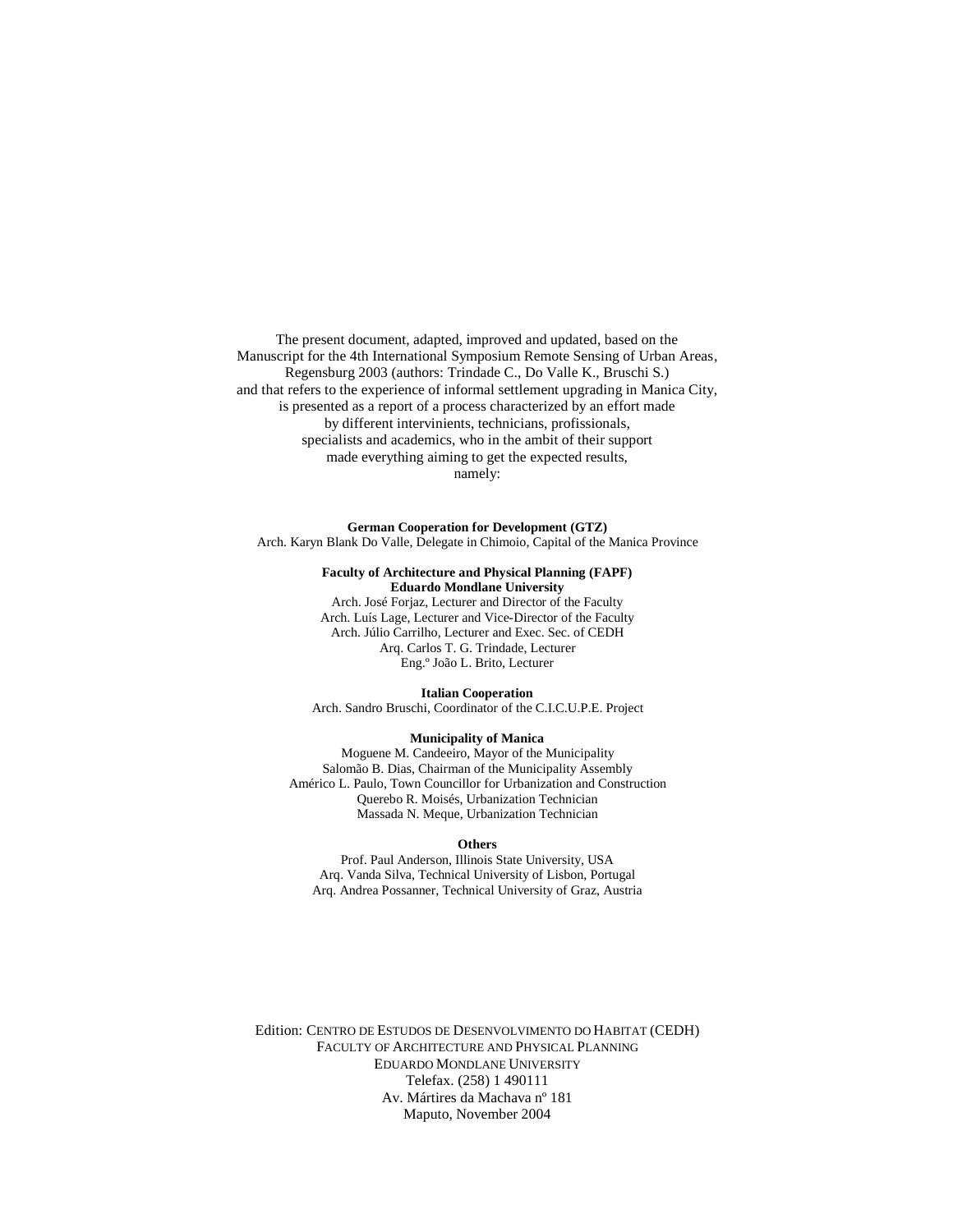The present document, adapted, improved and updated, based on the Manuscript for the 4th International Symposium Remote Sensing of Urban Areas, Regensburg 2003 (authors: Trindade C., Do Valle K., Bruschi S.) and that refers to the experience of informal settlement upgrading in Manica City, is presented as a report of a process characterized by an effort made by different intervinients, technicians, profissionals, specialists and academics, who in the ambit of their support made everything aiming to get the expected results, namely:

**German Cooperation for Development (GTZ)**
Arch. Karyn Blank Do Valle, Delegate in Chimoio, Capital of the Manica Province

**Faculty of Architecture and Physical Planning (FAPF)**
**Eduardo Mondlane University**
Arch. José Forjaz, Lecturer and Director of the Faculty
Arch. Luís Lage, Lecturer and Vice-Director of the Faculty
Arch. Júlio Carrilho, Lecturer and Exec. Sec. of CEDH
Arq. Carlos T. G. Trindade, Lecturer
Eng.º João L. Brito, Lecturer

**Italian Cooperation**
Arch. Sandro Bruschi, Coordinator of the C.I.C.U.P.E. Project

**Municipality of Manica**
Moguene M. Candeeiro, Mayor of the Municipality
Salomão B. Dias, Chairman of the Municipality Assembly
Américo L. Paulo, Town Councillor for Urbanization and Construction
Querebo R. Moisés, Urbanization Technician
Massada N. Meque, Urbanization Technician

**Others**
Prof. Paul Anderson, Illinois State University, USA
Arq. Vanda Silva, Technical University of Lisbon, Portugal
Arq. Andrea Possanner, Technical University of Graz, Austria

Edition: CENTRO DE ESTUDOS DE DESENVOLVIMENTO DO HABITAT (CEDH)
FACULTY OF ARCHITECTURE AND PHYSICAL PLANNING
EDUARDO MONDLANE UNIVERSITY
Telefax. (258) 1 490111
Av. Mártires da Machava nº 181
Maputo, November 2004